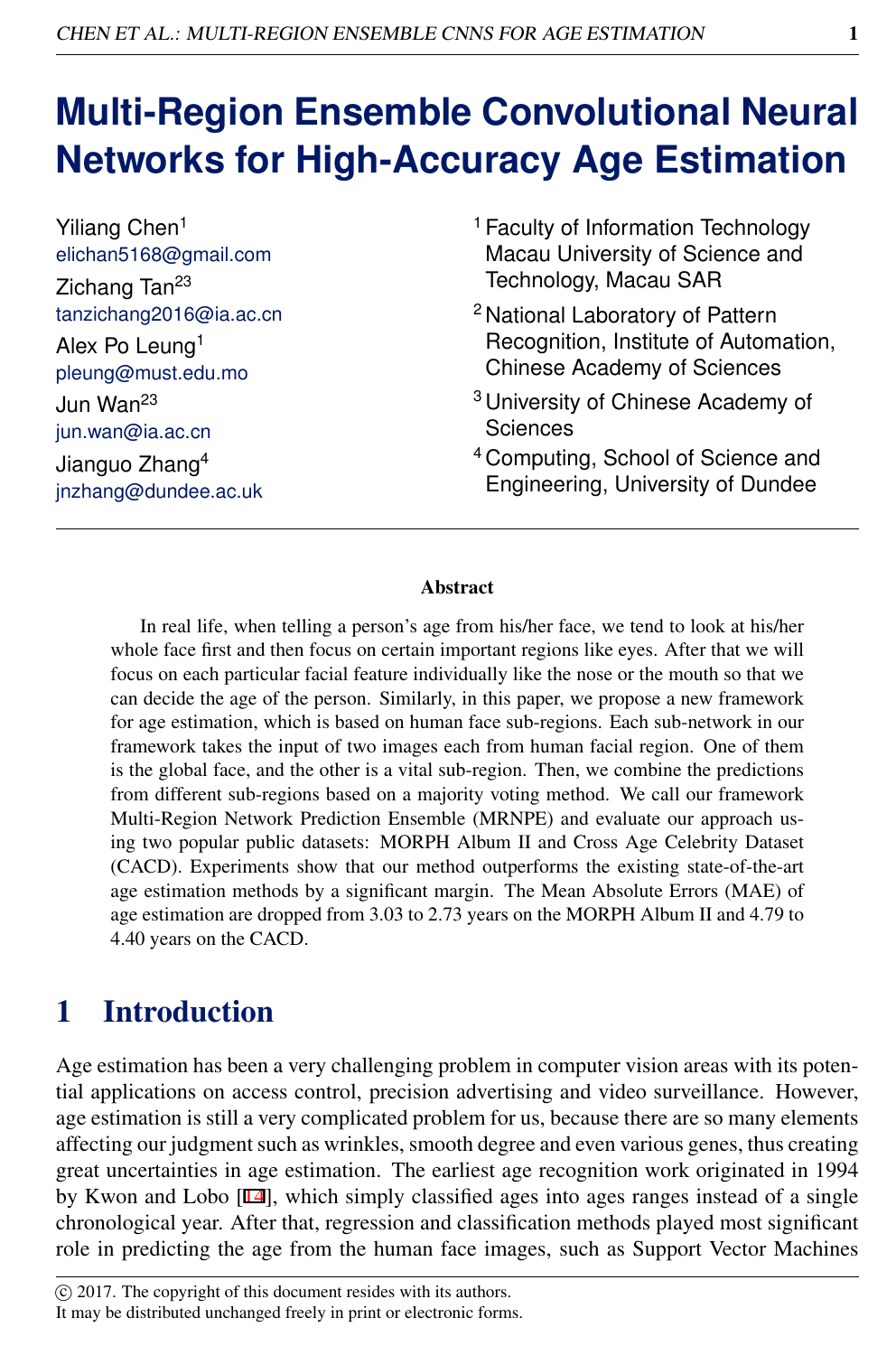# Multi-Region Ensemble Convolutional Neural Networks for High-Accuracy Age Estimation

Yiliang Chen[1]
elichan5168@gmail.com

Zichang Tan[23]
tanzichang2016@ia.ac.cn

Alex Po Leung[1]
pleung@must.edu.mo

Jun Wan[23]
jun.wan@ia.ac.cn

Jianguo Zhang[4]
jnzhang@dundee.ac.uk

[1] Faculty of Information Technology Macau University of Science and Technology, Macau SAR

[2] National Laboratory of Pattern Recognition, Institute of Automation, Chinese Academy of Sciences

[3] University of Chinese Academy of Sciences

[4] Computing, School of Science and Engineering, University of Dundee

## Abstract

In real life, when telling a person's age from his/her face, we tend to look at his/her whole face first and then focus on certain important regions like eyes. After that we will focus on each particular facial feature individually like the nose or the mouth so that we can decide the age of the person. Similarly, in this paper, we propose a new framework for age estimation, which is based on human face sub-regions. Each sub-network in our framework takes the input of two images each from human facial region. One of them is the global face, and the other is a vital sub-region. Then, we combine the predictions from different sub-regions based on a majority voting method. We call our framework Multi-Region Network Prediction Ensemble (MRNPE) and evaluate our approach using two popular public datasets: MORPH Album II and Cross Age Celebrity Dataset (CACD). Experiments show that our method outperforms the existing state-of-the-art age estimation methods by a significant margin. The Mean Absolute Errors (MAE) of age estimation are dropped from 3.03 to 2.73 years on the MORPH Album II and 4.79 to 4.40 years on the CACD.

## 1 Introduction

Age estimation has been a very challenging problem in computer vision areas with its potential applications on access control, precision advertising and video surveillance. However, age estimation is still a very complicated problem for us, because there are so many elements affecting our judgment such as wrinkles, smooth degree and even various genes, thus creating great uncertainties in age estimation. The earliest age recognition work originated in 1994 by Kwon and Lobo [14], which simply classified ages into ages ranges instead of a single chronological year. After that, regression and classification methods played most significant role in predicting the age from the human face images, such as Support Vector Machines

© 2017. The copyright of this document resides with its authors.
It may be distributed unchanged freely in print or electronic forms.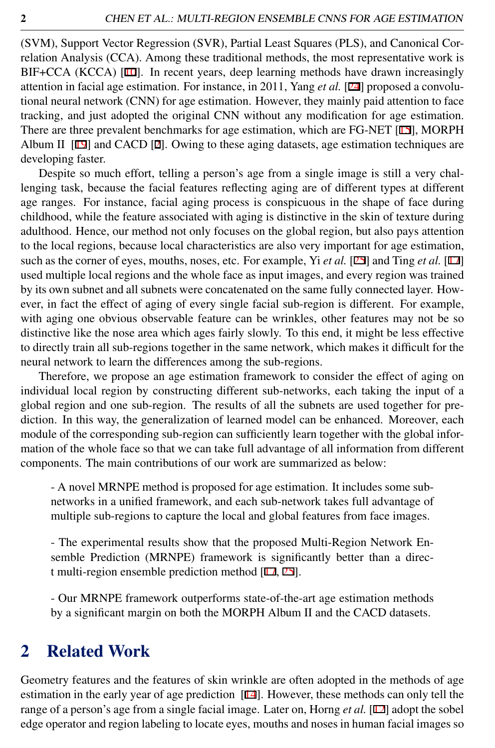(SVM), Support Vector Regression (SVR), Partial Least Squares (PLS), and Canonical Correlation Analysis (CCA). Among these traditional methods, the most representative work is BIF+CCA (KCCA) [10]. In recent years, deep learning methods have drawn increasingly attention in facial age estimation. For instance, in 2011, Yang *et al.* [24] proposed a convolutional neural network (CNN) for age estimation. However, they mainly paid attention to face tracking, and just adopted the original CNN without any modification for age estimation. There are three prevalent benchmarks for age estimation, which are FG-NET [15], MORPH Album II [19] and CACD [2]. Owing to these aging datasets, age estimation techniques are developing faster.

Despite so much effort, telling a person's age from a single image is still a very challenging task, because the facial features reflecting aging are of different types at different age ranges. For instance, facial aging process is conspicuous in the shape of face during childhood, while the feature associated with aging is distinctive in the skin of texture during adulthood. Hence, our method not only focuses on the global region, but also pays attention to the local regions, because local characteristics are also very important for age estimation, such as the corner of eyes, mouths, noses, etc. For example, Yi *et al.* [25] and Ting *et al.* [17] used multiple local regions and the whole face as input images, and every region was trained by its own subnet and all subnets were concatenated on the same fully connected layer. However, in fact the effect of aging of every single facial sub-region is different. For example, with aging one obvious observable feature can be wrinkles, other features may not be so distinctive like the nose area which ages fairly slowly. To this end, it might be less effective to directly train all sub-regions together in the same network, which makes it difficult for the neural network to learn the differences among the sub-regions.

Therefore, we propose an age estimation framework to consider the effect of aging on individual local region by constructing different sub-networks, each taking the input of a global region and one sub-region. The results of all the subnets are used together for prediction. In this way, the generalization of learned model can be enhanced. Moreover, each module of the corresponding sub-region can sufficiently learn together with the global information of the whole face so that we can take full advantage of all information from different components. The main contributions of our work are summarized as below:

- A novel MRNPE method is proposed for age estimation. It includes some sub-networks in a unified framework, and each sub-network takes full advantage of multiple sub-regions to capture the local and global features from face images.

- The experimental results show that the proposed Multi-Region Network Ensemble Prediction (MRNPE) framework is significantly better than a direct multi-region ensemble prediction method [17, 25].

- Our MRNPE framework outperforms state-of-the-art age estimation methods by a significant margin on both the MORPH Album II and the CACD datasets.

## 2 Related Work

Geometry features and the features of skin wrinkle are often adopted in the methods of age estimation in the early year of age prediction [14]. However, these methods can only tell the range of a person's age from a single facial image. Later on, Horng *et al.* [12] adopt the sobel edge operator and region labeling to locate eyes, mouths and noses in human facial images so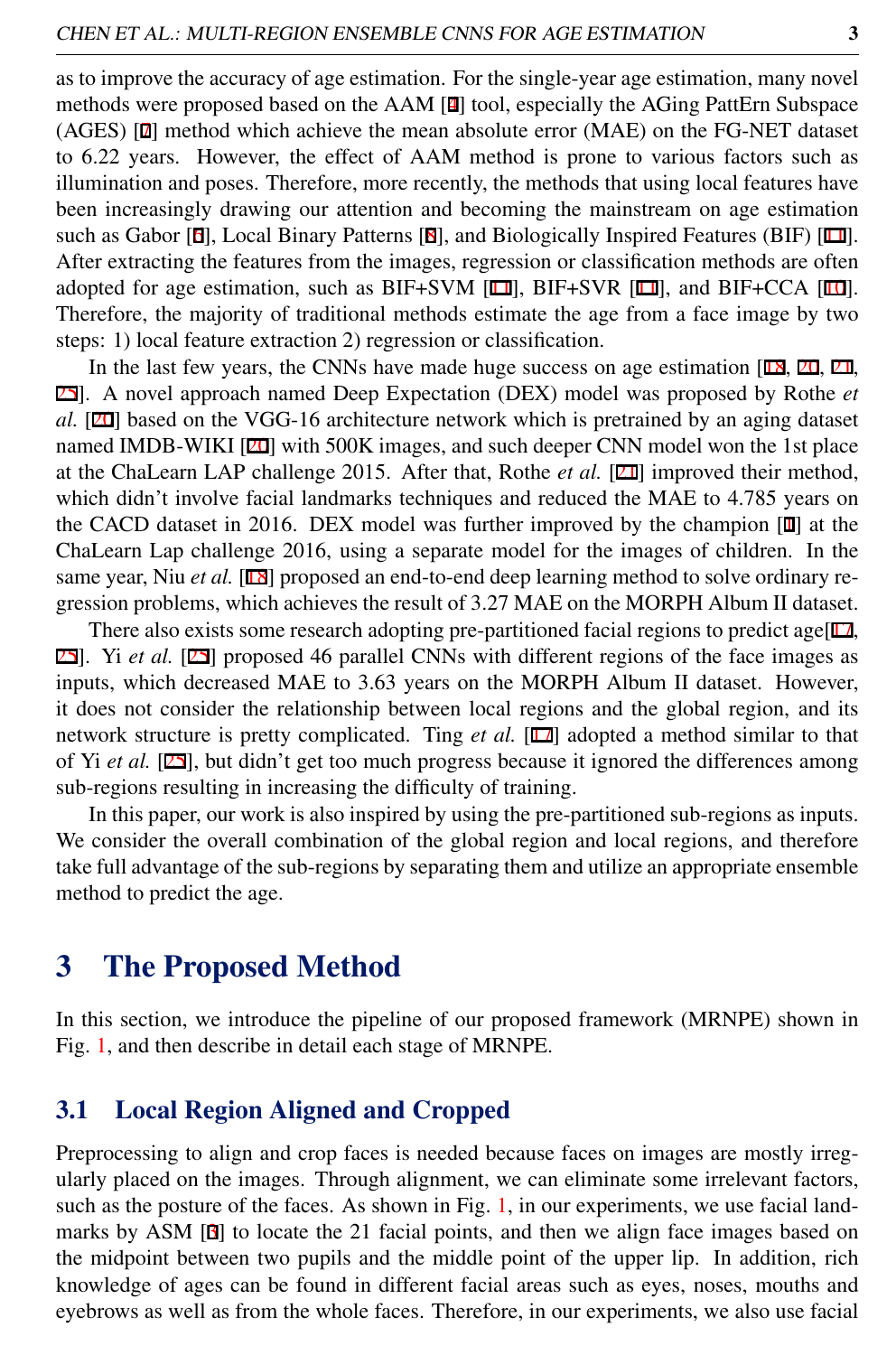as to improve the accuracy of age estimation. For the single-year age estimation, many novel methods were proposed based on the AAM [4] tool, especially the AGing PattErn Subspace (AGES) [7] method which achieve the mean absolute error (MAE) on the FG-NET dataset to 6.22 years. However, the effect of AAM method is prone to various factors such as illumination and poses. Therefore, more recently, the methods that using local features have been increasingly drawing our attention and becoming the mainstream on age estimation such as Gabor [6], Local Binary Patterns [8], and Biologically Inspired Features (BIF) [11]. After extracting the features from the images, regression or classification methods are often adopted for age estimation, such as BIF+SVM [11], BIF+SVR [11], and BIF+CCA [10]. Therefore, the majority of traditional methods estimate the age from a face image by two steps: 1) local feature extraction 2) regression or classification.

In the last few years, the CNNs have made huge success on age estimation [18, 20, 21, 25]. A novel approach named Deep Expectation (DEX) model was proposed by Rothe *et al.* [20] based on the VGG-16 architecture network which is pretrained by an aging dataset named IMDB-WIKI [20] with 500K images, and such deeper CNN model won the 1st place at the ChaLearn LAP challenge 2015. After that, Rothe *et al.* [21] improved their method, which didn't involve facial landmarks techniques and reduced the MAE to 4.785 years on the CACD dataset in 2016. DEX model was further improved by the champion [1] at the ChaLearn Lap challenge 2016, using a separate model for the images of children. In the same year, Niu *et al.* [18] proposed an end-to-end deep learning method to solve ordinary regression problems, which achieves the result of 3.27 MAE on the MORPH Album II dataset.

There also exists some research adopting pre-partitioned facial regions to predict age[17, 25]. Yi *et al.* [25] proposed 46 parallel CNNs with different regions of the face images as inputs, which decreased MAE to 3.63 years on the MORPH Album II dataset. However, it does not consider the relationship between local regions and the global region, and its network structure is pretty complicated. Ting *et al.* [17] adopted a method similar to that of Yi *et al.* [25], but didn't get too much progress because it ignored the differences among sub-regions resulting in increasing the difficulty of training.

In this paper, our work is also inspired by using the pre-partitioned sub-regions as inputs. We consider the overall combination of the global region and local regions, and therefore take full advantage of the sub-regions by separating them and utilize an appropriate ensemble method to predict the age.

# 3 The Proposed Method

In this section, we introduce the pipeline of our proposed framework (MRNPE) shown in Fig. 1, and then describe in detail each stage of MRNPE.

## 3.1 Local Region Aligned and Cropped

Preprocessing to align and crop faces is needed because faces on images are mostly irregularly placed on the images. Through alignment, we can eliminate some irrelevant factors, such as the posture of the faces. As shown in Fig. 1, in our experiments, we use facial landmarks by ASM [3] to locate the 21 facial points, and then we align face images based on the midpoint between two pupils and the middle point of the upper lip. In addition, rich knowledge of ages can be found in different facial areas such as eyes, noses, mouths and eyebrows as well as from the whole faces. Therefore, in our experiments, we also use facial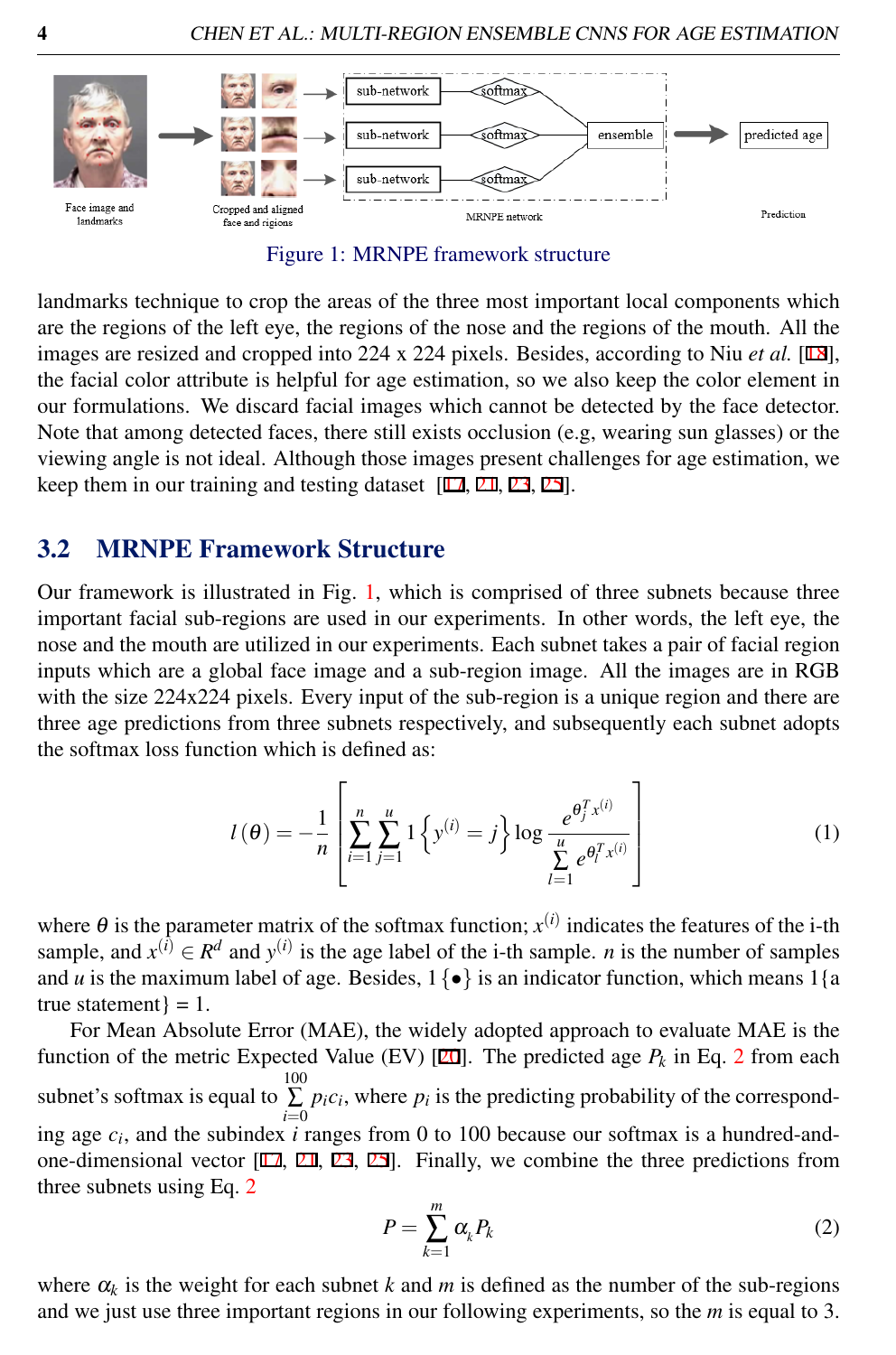Figure 1: MRNPE framework structure

landmarks technique to crop the areas of the three most important local components which are the regions of the left eye, the regions of the nose and the regions of the mouth. All the images are resized and cropped into 224 x 224 pixels. Besides, according to Niu *et al.* [18], the facial color attribute is helpful for age estimation, so we also keep the color element in our formulations. We discard facial images which cannot be detected by the face detector. Note that among detected faces, there still exists occlusion (e.g, wearing sun glasses) or the viewing angle is not ideal. Although those images present challenges for age estimation, we keep them in our training and testing dataset [17, 21, 23, 25].

## 3.2 MRNPE Framework Structure

Our framework is illustrated in Fig. 1, which is comprised of three subnets because three important facial sub-regions are used in our experiments. In other words, the left eye, the nose and the mouth are utilized in our experiments. Each subnet takes a pair of facial region inputs which are a global face image and a sub-region image. All the images are in RGB with the size 224x224 pixels. Every input of the sub-region is a unique region and there are three age predictions from three subnets respectively, and subsequently each subnet adopts the softmax loss function which is defined as:

$$l(\theta) = -\frac{1}{n}\left[\sum_{i=1}^{n}\sum_{j=1}^{u} 1\left\{y^{(i)} = j\right\} \log \frac{e^{\theta_j^T x^{(i)}}}{\sum_{l=1}^{u} e^{\theta_l^T x^{(i)}}}\right] \tag{1}$$

where $\theta$ is the parameter matrix of the softmax function; $x^{(i)}$ indicates the features of the i-th sample, and $x^{(i)} \in R^d$ and $y^{(i)}$ is the age label of the i-th sample. $n$ is the number of samples and $u$ is the maximum label of age. Besides, $1\{\bullet\}$ is an indicator function, which means 1{a true statement} = 1.

For Mean Absolute Error (MAE), the widely adopted approach to evaluate MAE is the function of the metric Expected Value (EV) [20]. The predicted age $P_k$ in Eq. 2 from each subnet's softmax is equal to $\sum_{i=0}^{100} p_i c_i$, where $p_i$ is the predicting probability of the corresponding age $c_i$, and the subindex $i$ ranges from 0 to 100 because our softmax is a hundred-and-one-dimensional vector [17, 21, 23, 25]. Finally, we combine the three predictions from three subnets using Eq. 2

$$P = \sum_{k=1}^{m} \alpha_k P_k \tag{2}$$

where $\alpha_k$ is the weight for each subnet $k$ and $m$ is defined as the number of the sub-regions and we just use three important regions in our following experiments, so the $m$ is equal to 3.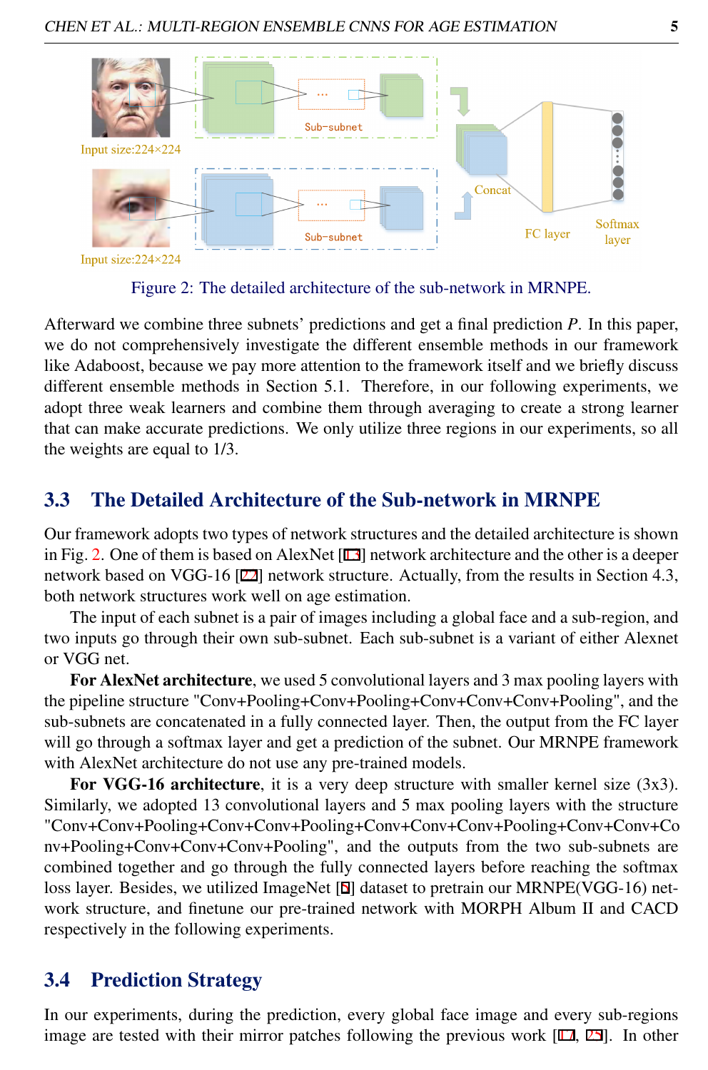Figure 2: The detailed architecture of the sub-network in MRNPE.

Afterward we combine three subnets' predictions and get a final prediction $P$. In this paper, we do not comprehensively investigate the different ensemble methods in our framework like Adaboost, because we pay more attention to the framework itself and we briefly discuss different ensemble methods in Section 5.1. Therefore, in our following experiments, we adopt three weak learners and combine them through averaging to create a strong learner that can make accurate predictions. We only utilize three regions in our experiments, so all the weights are equal to 1/3.

## 3.3 The Detailed Architecture of the Sub-network in MRNPE

Our framework adopts two types of network structures and the detailed architecture is shown in Fig. 2. One of them is based on AlexNet [13] network architecture and the other is a deeper network based on VGG-16 [22] network structure. Actually, from the results in Section 4.3, both network structures work well on age estimation.

The input of each subnet is a pair of images including a global face and a sub-region, and two inputs go through their own sub-subnet. Each sub-subnet is a variant of either Alexnet or VGG net.

**For AlexNet architecture**, we used 5 convolutional layers and 3 max pooling layers with the pipeline structure "Conv+Pooling+Conv+Pooling+Conv+Conv+Conv+Pooling", and the sub-subnets are concatenated in a fully connected layer. Then, the output from the FC layer will go through a softmax layer and get a prediction of the subnet. Our MRNPE framework with AlexNet architecture do not use any pre-trained models.

**For VGG-16 architecture**, it is a very deep structure with smaller kernel size (3x3). Similarly, we adopted 13 convolutional layers and 5 max pooling layers with the structure "Conv+Conv+Pooling+Conv+Conv+Pooling+Conv+Conv+Conv+Pooling+Conv+Conv+Conv+Pooling+Conv+Conv+Conv+Pooling", and the outputs from the two sub-subnets are combined together and go through the fully connected layers before reaching the softmax loss layer. Besides, we utilized ImageNet [5] dataset to pretrain our MRNPE(VGG-16) network structure, and finetune our pre-trained network with MORPH Album II and CACD respectively in the following experiments.

## 3.4 Prediction Strategy

In our experiments, during the prediction, every global face image and every sub-regions image are tested with their mirror patches following the previous work [17, 25]. In other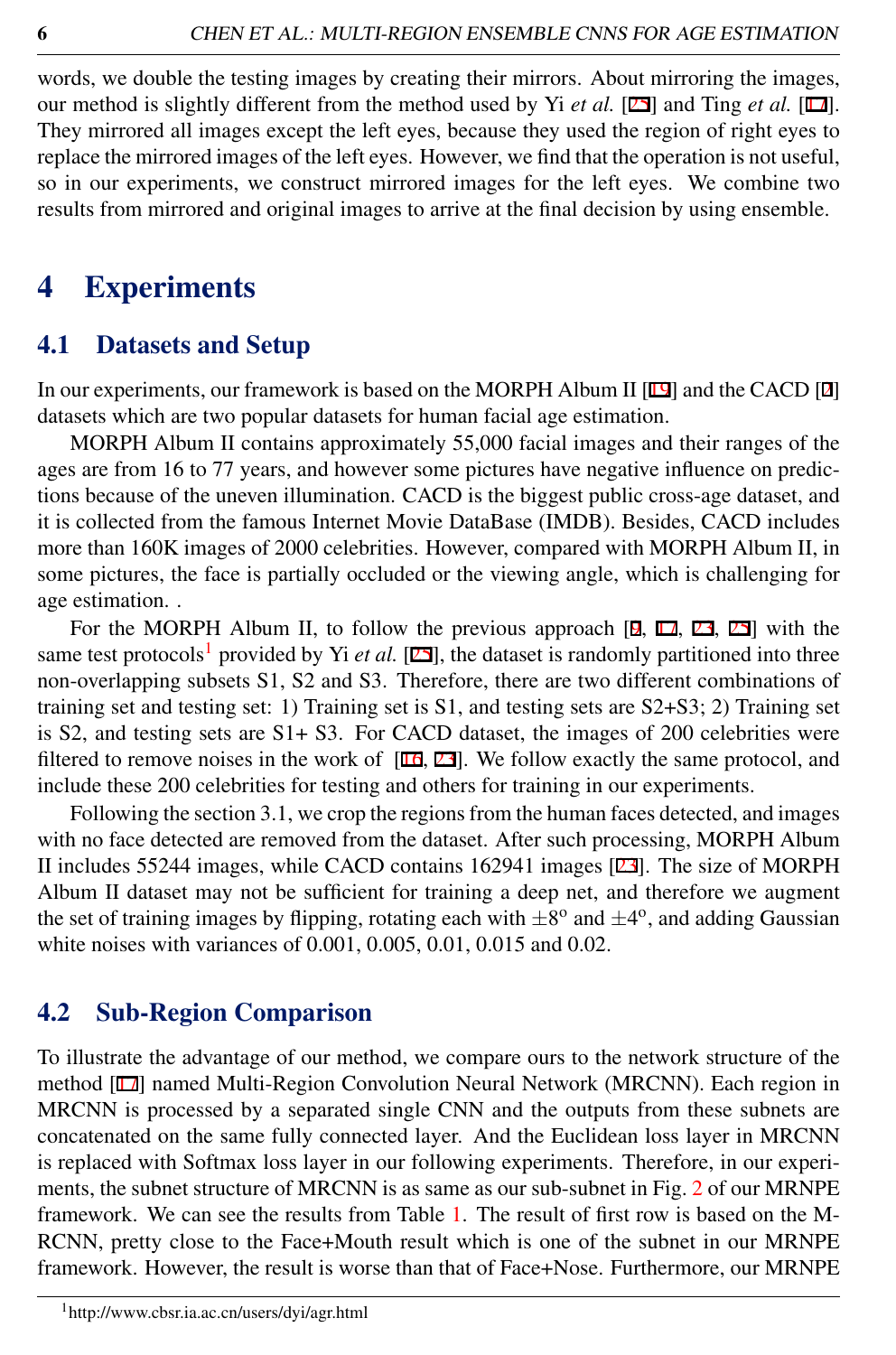words, we double the testing images by creating their mirrors. About mirroring the images, our method is slightly different from the method used by Yi *et al.* [25] and Ting *et al.* [17]. They mirrored all images except the left eyes, because they used the region of right eyes to replace the mirrored images of the left eyes. However, we find that the operation is not useful, so in our experiments, we construct mirrored images for the left eyes. We combine two results from mirrored and original images to arrive at the final decision by using ensemble.

# 4 Experiments

## 4.1 Datasets and Setup

In our experiments, our framework is based on the MORPH Album II [19] and the CACD [2] datasets which are two popular datasets for human facial age estimation.

MORPH Album II contains approximately 55,000 facial images and their ranges of the ages are from 16 to 77 years, and however some pictures have negative influence on predictions because of the uneven illumination. CACD is the biggest public cross-age dataset, and it is collected from the famous Internet Movie DataBase (IMDB). Besides, CACD includes more than 160K images of 2000 celebrities. However, compared with MORPH Album II, in some pictures, the face is partially occluded or the viewing angle, which is challenging for age estimation. .

For the MORPH Album II, to follow the previous approach [9, 17, 23, 25] with the same test protocols[1] provided by Yi *et al.* [25], the dataset is randomly partitioned into three non-overlapping subsets S1, S2 and S3. Therefore, there are two different combinations of training set and testing set: 1) Training set is S1, and testing sets are S2+S3; 2) Training set is S2, and testing sets are S1+ S3. For CACD dataset, the images of 200 celebrities were filtered to remove noises in the work of [16, 23]. We follow exactly the same protocol, and include these 200 celebrities for testing and others for training in our experiments.

Following the section 3.1, we crop the regions from the human faces detected, and images with no face detected are removed from the dataset. After such processing, MORPH Album II includes 55244 images, while CACD contains 162941 images [23]. The size of MORPH Album II dataset may not be sufficient for training a deep net, and therefore we augment the set of training images by flipping, rotating each with $\pm 8^{o}$ and $\pm 4^{o}$, and adding Gaussian white noises with variances of 0.001, 0.005, 0.01, 0.015 and 0.02.

## 4.2 Sub-Region Comparison

To illustrate the advantage of our method, we compare ours to the network structure of the method [17] named Multi-Region Convolution Neural Network (MRCNN). Each region in MRCNN is processed by a separated single CNN and the outputs from these subnets are concatenated on the same fully connected layer. And the Euclidean loss layer in MRCNN is replaced with Softmax loss layer in our following experiments. Therefore, in our experiments, the subnet structure of MRCNN is as same as our sub-subnet in Fig. 2 of our MRNPE framework. We can see the results from Table 1. The result of first row is based on the M-RCNN, pretty close to the Face+Mouth result which is one of the subnet in our MRNPE framework. However, the result is worse than that of Face+Nose. Furthermore, our MRNPE

[1] http://www.cbsr.ia.ac.cn/users/dyi/agr.html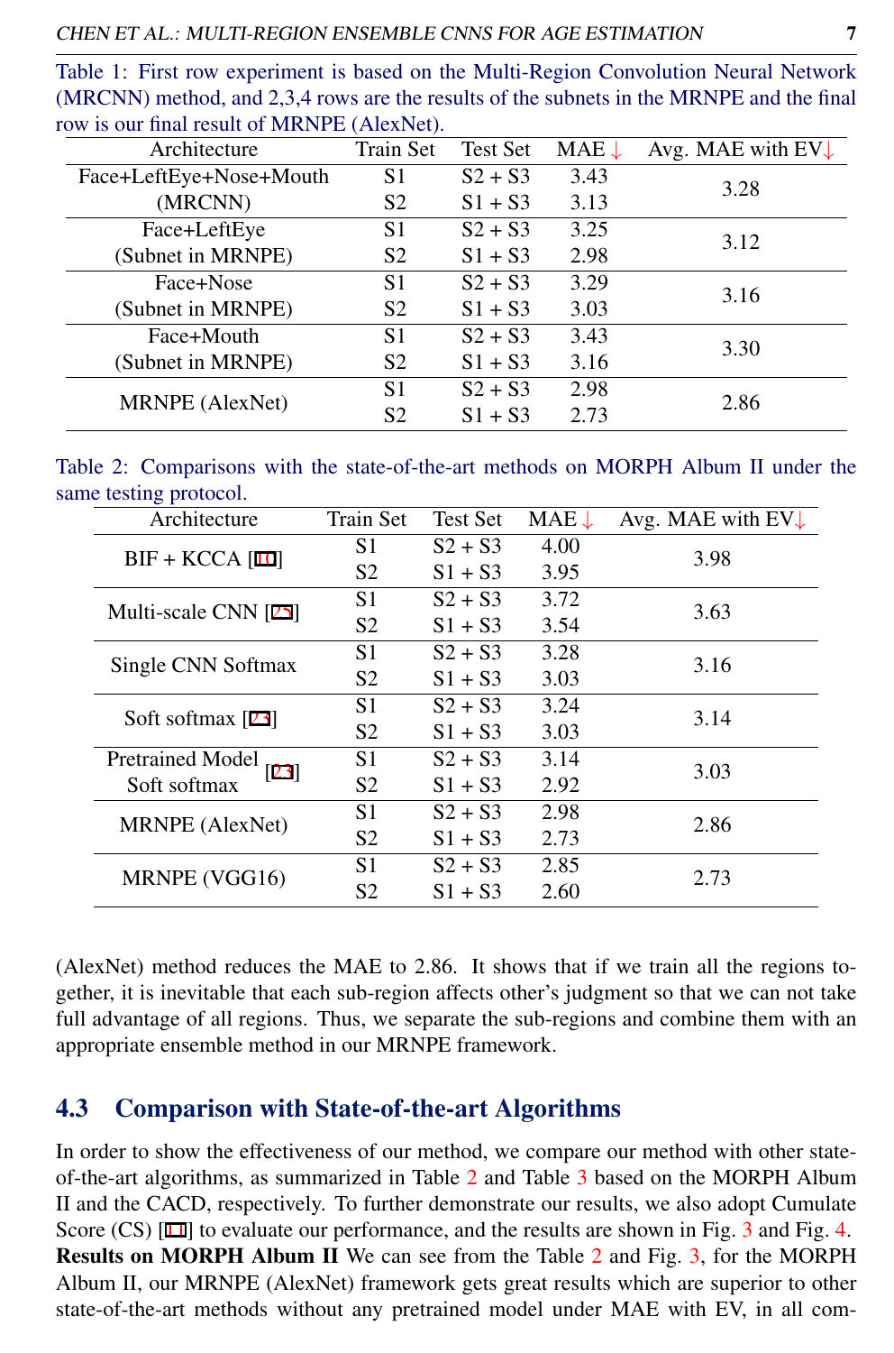Table 1: First row experiment is based on the Multi-Region Convolution Neural Network (MRCNN) method, and 2,3,4 rows are the results of the subnets in the MRNPE and the final row is our final result of MRNPE (AlexNet).

| Architecture | Train Set | Test Set | MAE ↓ | Avg. MAE with EV↓ |
|---|---|---|---|---|
| Face+LeftEye+Nose+Mouth (MRCNN) | S1 | S2 + S3 | 3.43 | 3.28 |
| | S2 | S1 + S3 | 3.13 | |
| Face+LeftEye (Subnet in MRNPE) | S1 | S2 + S3 | 3.25 | 3.12 |
| | S2 | S1 + S3 | 2.98 | |
| Face+Nose (Subnet in MRNPE) | S1 | S2 + S3 | 3.29 | 3.16 |
| | S2 | S1 + S3 | 3.03 | |
| Face+Mouth (Subnet in MRNPE) | S1 | S2 + S3 | 3.43 | 3.30 |
| | S2 | S1 + S3 | 3.16 | |
| MRNPE (AlexNet) | S1 | S2 + S3 | 2.98 | 2.86 |
| | S2 | S1 + S3 | 2.73 | |

Table 2: Comparisons with the state-of-the-art methods on MORPH Album II under the same testing protocol.

| Architecture | Train Set | Test Set | MAE ↓ | Avg. MAE with EV↓ |
|---|---|---|---|---|
| BIF + KCCA [11] | S1 | S2 + S3 | 4.00 | 3.98 |
| | S2 | S1 + S3 | 3.95 | |
| Multi-scale CNN [25] | S1 | S2 + S3 | 3.72 | 3.63 |
| | S2 | S1 + S3 | 3.54 | |
| Single CNN Softmax | S1 | S2 + S3 | 3.28 | 3.16 |
| | S2 | S1 + S3 | 3.03 | |
| Soft softmax [23] | S1 | S2 + S3 | 3.24 | 3.14 |
| | S2 | S1 + S3 | 3.03 | |
| Pretrained Model Soft softmax [23] | S1 | S2 + S3 | 3.14 | 3.03 |
| | S2 | S1 + S3 | 2.92 | |
| MRNPE (AlexNet) | S1 | S2 + S3 | 2.98 | 2.86 |
| | S2 | S1 + S3 | 2.73 | |
| MRNPE (VGG16) | S1 | S2 + S3 | 2.85 | 2.73 |
| | S2 | S1 + S3 | 2.60 | |

(AlexNet) method reduces the MAE to 2.86. It shows that if we train all the regions together, it is inevitable that each sub-region affects other's judgment so that we can not take full advantage of all regions. Thus, we separate the sub-regions and combine them with an appropriate ensemble method in our MRNPE framework.

## 4.3 Comparison with State-of-the-art Algorithms

In order to show the effectiveness of our method, we compare our method with other state-of-the-art algorithms, as summarized in Table 2 and Table 3 based on the MORPH Album II and the CACD, respectively. To further demonstrate our results, we also adopt Cumulate Score (CS) [11] to evaluate our performance, and the results are shown in Fig. 3 and Fig. 4.

**Results on MORPH Album II** We can see from the Table 2 and Fig. 3, for the MORPH Album II, our MRNPE (AlexNet) framework gets great results which are superior to other state-of-the-art methods without any pretrained model under MAE with EV, in all com-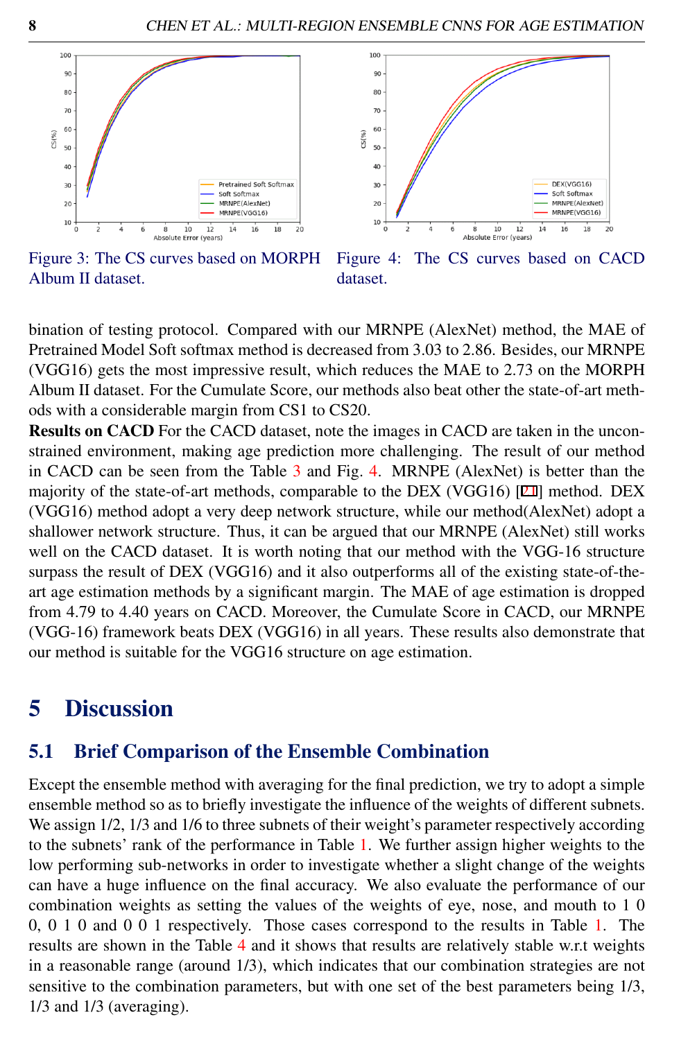Figure 3: The CS curves based on MORPH Album II dataset.

Figure 4: The CS curves based on CACD dataset.

bination of testing protocol. Compared with our MRNPE (AlexNet) method, the MAE of Pretrained Model Soft softmax method is decreased from 3.03 to 2.86. Besides, our MRNPE (VGG16) gets the most impressive result, which reduces the MAE to 2.73 on the MORPH Album II dataset. For the Cumulate Score, our methods also beat other the state-of-art methods with a considerable margin from CS1 to CS20.

**Results on CACD** For the CACD dataset, note the images in CACD are taken in the unconstrained environment, making age prediction more challenging. The result of our method in CACD can be seen from the Table 3 and Fig. 4. MRNPE (AlexNet) is better than the majority of the state-of-art methods, comparable to the DEX (VGG16) [21] method. DEX (VGG16) method adopt a very deep network structure, while our method(AlexNet) adopt a shallower network structure. Thus, it can be argued that our MRNPE (AlexNet) still works well on the CACD dataset. It is worth noting that our method with the VGG-16 structure surpass the result of DEX (VGG16) and it also outperforms all of the existing state-of-the-art age estimation methods by a significant margin. The MAE of age estimation is dropped from 4.79 to 4.40 years on CACD. Moreover, the Cumulate Score in CACD, our MRNPE (VGG-16) framework beats DEX (VGG16) in all years. These results also demonstrate that our method is suitable for the VGG16 structure on age estimation.

# 5 Discussion

## 5.1 Brief Comparison of the Ensemble Combination

Except the ensemble method with averaging for the final prediction, we try to adopt a simple ensemble method so as to briefly investigate the influence of the weights of different subnets. We assign 1/2, 1/3 and 1/6 to three subnets of their weight's parameter respectively according to the subnets' rank of the performance in Table 1. We further assign higher weights to the low performing sub-networks in order to investigate whether a slight change of the weights can have a huge influence on the final accuracy. We also evaluate the performance of our combination weights as setting the values of the weights of eye, nose, and mouth to 1 0 0, 0 1 0 and 0 0 1 respectively. Those cases correspond to the results in Table 1. The results are shown in the Table 4 and it shows that results are relatively stable w.r.t weights in a reasonable range (around 1/3), which indicates that our combination strategies are not sensitive to the combination parameters, but with one set of the best parameters being 1/3, 1/3 and 1/3 (averaging).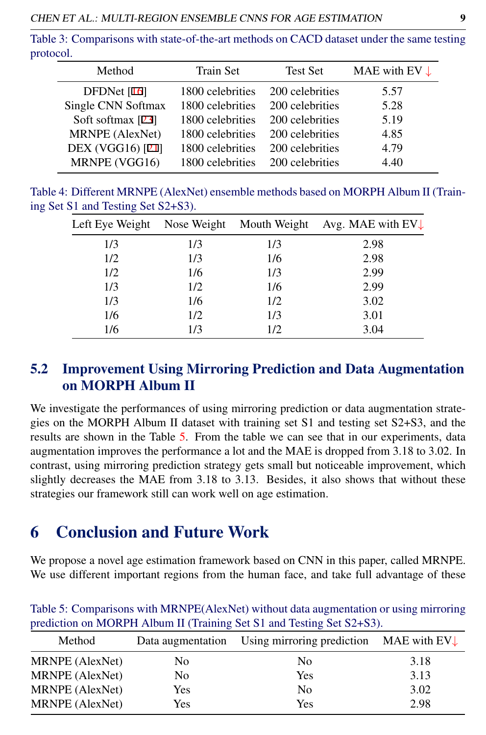Table 3: Comparisons with state-of-the-art methods on CACD dataset under the same testing protocol.

| Method | Train Set | Test Set | MAE with EV ↓ |
|---|---|---|---|
| DFDNet [16] | 1800 celebrities | 200 celebrities | 5.57 |
| Single CNN Softmax | 1800 celebrities | 200 celebrities | 5.28 |
| Soft softmax [23] | 1800 celebrities | 200 celebrities | 5.19 |
| MRNPE (AlexNet) | 1800 celebrities | 200 celebrities | 4.85 |
| DEX (VGG16) [21] | 1800 celebrities | 200 celebrities | 4.79 |
| MRNPE (VGG16) | 1800 celebrities | 200 celebrities | 4.40 |

Table 4: Different MRNPE (AlexNet) ensemble methods based on MORPH Album II (Training Set S1 and Testing Set S2+S3).

| Left Eye Weight | Nose Weight | Mouth Weight | Avg. MAE with EV↓ |
|---|---|---|---|
| 1/3 | 1/3 | 1/3 | 2.98 |
| 1/2 | 1/3 | 1/6 | 2.98 |
| 1/2 | 1/6 | 1/3 | 2.99 |
| 1/3 | 1/2 | 1/6 | 2.99 |
| 1/3 | 1/6 | 1/2 | 3.02 |
| 1/6 | 1/2 | 1/3 | 3.01 |
| 1/6 | 1/3 | 1/2 | 3.04 |

## 5.2 Improvement Using Mirroring Prediction and Data Augmentation on MORPH Album II

We investigate the performances of using mirroring prediction or data augmentation strategies on the MORPH Album II dataset with training set S1 and testing set S2+S3, and the results are shown in the Table 5. From the table we can see that in our experiments, data augmentation improves the performance a lot and the MAE is dropped from 3.18 to 3.02. In contrast, using mirroring prediction strategy gets small but noticeable improvement, which slightly decreases the MAE from 3.18 to 3.13. Besides, it also shows that without these strategies our framework still can work well on age estimation.

# 6 Conclusion and Future Work

We propose a novel age estimation framework based on CNN in this paper, called MRNPE. We use different important regions from the human face, and take full advantage of these

Table 5: Comparisons with MRNPE(AlexNet) without data augmentation or using mirroring prediction on MORPH Album II (Training Set S1 and Testing Set S2+S3).

| Method | Data augmentation | Using mirroring prediction | MAE with EV↓ |
|---|---|---|---|
| MRNPE (AlexNet) | No | No | 3.18 |
| MRNPE (AlexNet) | No | Yes | 3.13 |
| MRNPE (AlexNet) | Yes | No | 3.02 |
| MRNPE (AlexNet) | Yes | Yes | 2.98 |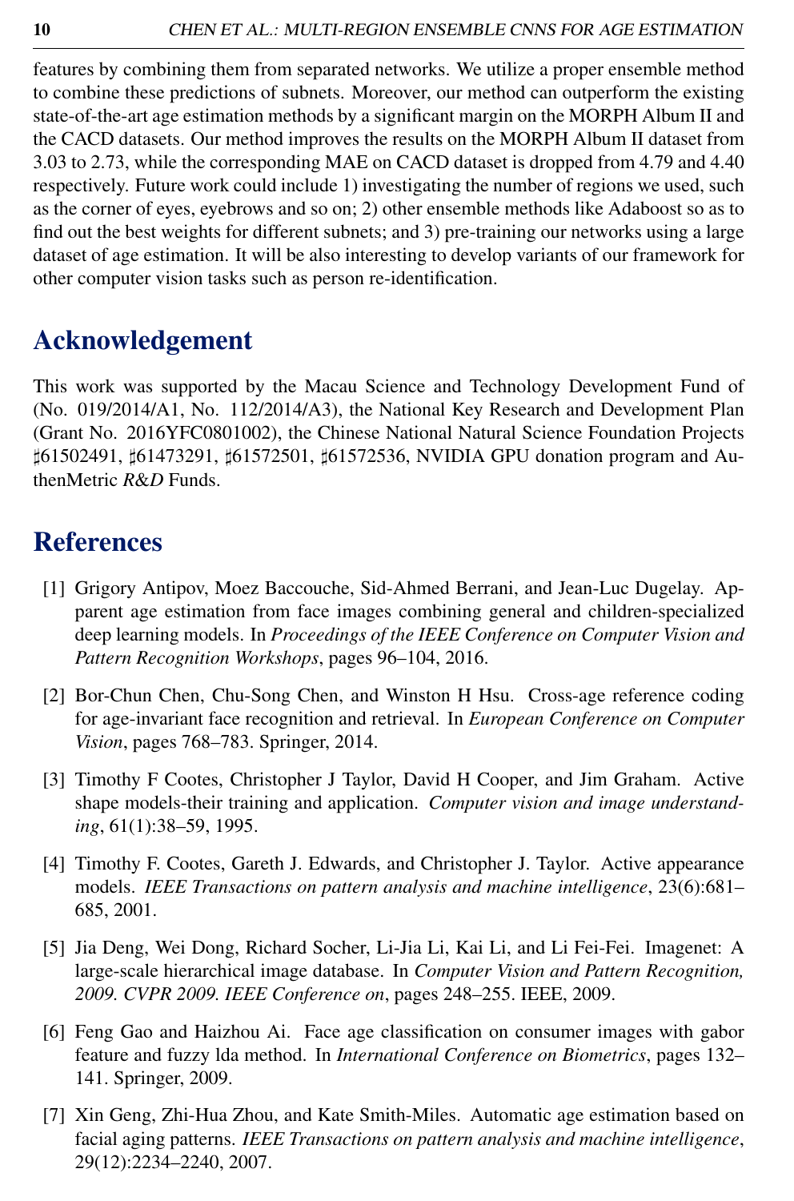features by combining them from separated networks. We utilize a proper ensemble method to combine these predictions of subnets. Moreover, our method can outperform the existing state-of-the-art age estimation methods by a significant margin on the MORPH Album II and the CACD datasets. Our method improves the results on the MORPH Album II dataset from 3.03 to 2.73, while the corresponding MAE on CACD dataset is dropped from 4.79 and 4.40 respectively. Future work could include 1) investigating the number of regions we used, such as the corner of eyes, eyebrows and so on; 2) other ensemble methods like Adaboost so as to find out the best weights for different subnets; and 3) pre-training our networks using a large dataset of age estimation. It will be also interesting to develop variants of our framework for other computer vision tasks such as person re-identification.

# Acknowledgement

This work was supported by the Macau Science and Technology Development Fund of (No. 019/2014/A1, No. 112/2014/A3), the National Key Research and Development Plan (Grant No. 2016YFC0801002), the Chinese National Natural Science Foundation Projects ♯61502491, ♯61473291, ♯61572501, ♯61572536, NVIDIA GPU donation program and AuthenMetric *R&D* Funds.

# References

[1] Grigory Antipov, Moez Baccouche, Sid-Ahmed Berrani, and Jean-Luc Dugelay. Apparent age estimation from face images combining general and children-specialized deep learning models. In *Proceedings of the IEEE Conference on Computer Vision and Pattern Recognition Workshops*, pages 96–104, 2016.

[2] Bor-Chun Chen, Chu-Song Chen, and Winston H Hsu. Cross-age reference coding for age-invariant face recognition and retrieval. In *European Conference on Computer Vision*, pages 768–783. Springer, 2014.

[3] Timothy F Cootes, Christopher J Taylor, David H Cooper, and Jim Graham. Active shape models-their training and application. *Computer vision and image understanding*, 61(1):38–59, 1995.

[4] Timothy F. Cootes, Gareth J. Edwards, and Christopher J. Taylor. Active appearance models. *IEEE Transactions on pattern analysis and machine intelligence*, 23(6):681–685, 2001.

[5] Jia Deng, Wei Dong, Richard Socher, Li-Jia Li, Kai Li, and Li Fei-Fei. Imagenet: A large-scale hierarchical image database. In *Computer Vision and Pattern Recognition, 2009. CVPR 2009. IEEE Conference on*, pages 248–255. IEEE, 2009.

[6] Feng Gao and Haizhou Ai. Face age classification on consumer images with gabor feature and fuzzy lda method. In *International Conference on Biometrics*, pages 132–141. Springer, 2009.

[7] Xin Geng, Zhi-Hua Zhou, and Kate Smith-Miles. Automatic age estimation based on facial aging patterns. *IEEE Transactions on pattern analysis and machine intelligence*, 29(12):2234–2240, 2007.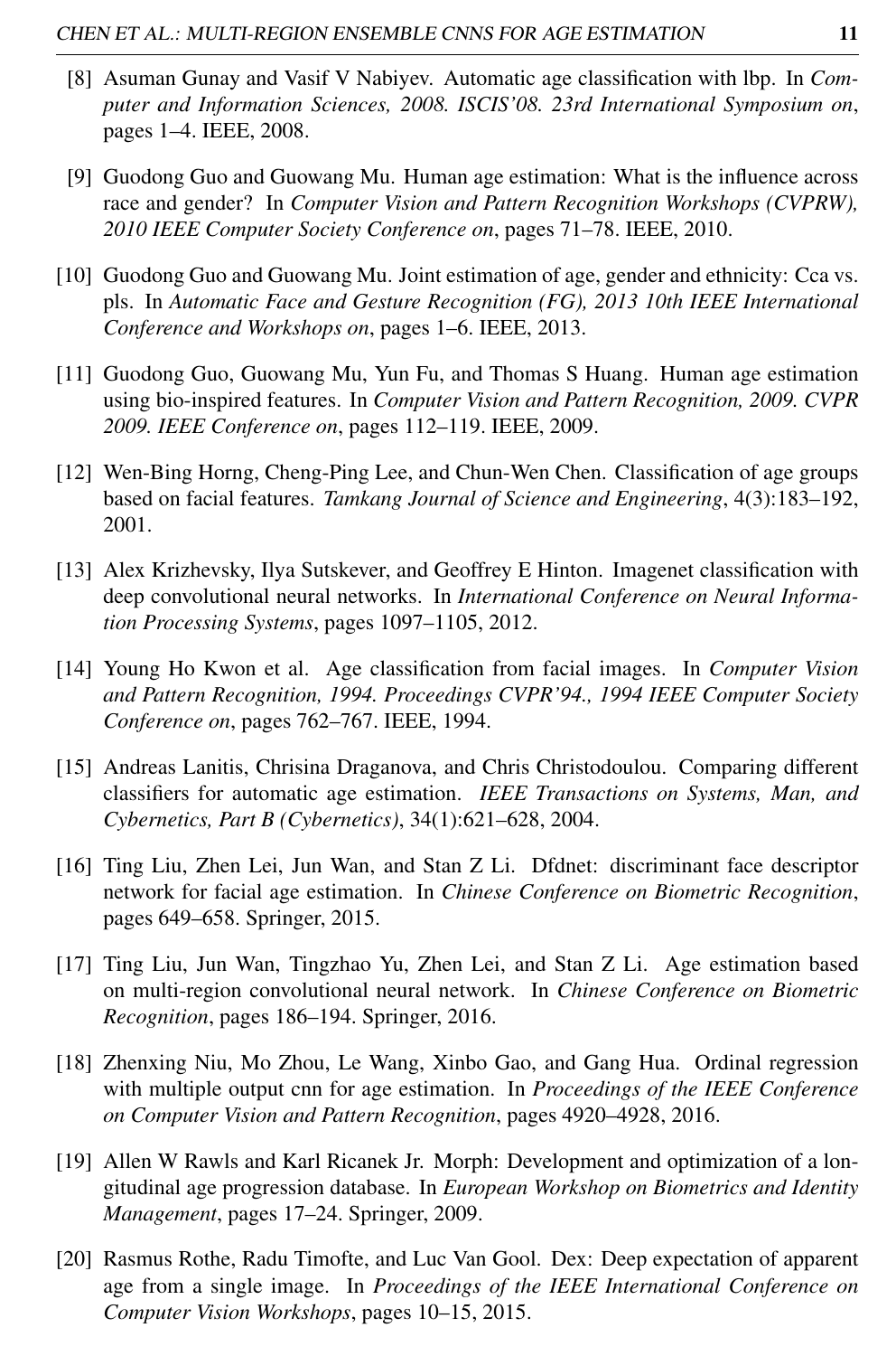[8] Asuman Gunay and Vasif V Nabiyev. Automatic age classification with lbp. In *Computer and Information Sciences, 2008. ISCIS'08. 23rd International Symposium on*, pages 1–4. IEEE, 2008.

[9] Guodong Guo and Guowang Mu. Human age estimation: What is the influence across race and gender? In *Computer Vision and Pattern Recognition Workshops (CVPRW), 2010 IEEE Computer Society Conference on*, pages 71–78. IEEE, 2010.

[10] Guodong Guo and Guowang Mu. Joint estimation of age, gender and ethnicity: Cca vs. pls. In *Automatic Face and Gesture Recognition (FG), 2013 10th IEEE International Conference and Workshops on*, pages 1–6. IEEE, 2013.

[11] Guodong Guo, Guowang Mu, Yun Fu, and Thomas S Huang. Human age estimation using bio-inspired features. In *Computer Vision and Pattern Recognition, 2009. CVPR 2009. IEEE Conference on*, pages 112–119. IEEE, 2009.

[12] Wen-Bing Horng, Cheng-Ping Lee, and Chun-Wen Chen. Classification of age groups based on facial features. *Tamkang Journal of Science and Engineering*, 4(3):183–192, 2001.

[13] Alex Krizhevsky, Ilya Sutskever, and Geoffrey E Hinton. Imagenet classification with deep convolutional neural networks. In *International Conference on Neural Information Processing Systems*, pages 1097–1105, 2012.

[14] Young Ho Kwon et al. Age classification from facial images. In *Computer Vision and Pattern Recognition, 1994. Proceedings CVPR'94., 1994 IEEE Computer Society Conference on*, pages 762–767. IEEE, 1994.

[15] Andreas Lanitis, Chrisina Draganova, and Chris Christodoulou. Comparing different classifiers for automatic age estimation. *IEEE Transactions on Systems, Man, and Cybernetics, Part B (Cybernetics)*, 34(1):621–628, 2004.

[16] Ting Liu, Zhen Lei, Jun Wan, and Stan Z Li. Dfdnet: discriminant face descriptor network for facial age estimation. In *Chinese Conference on Biometric Recognition*, pages 649–658. Springer, 2015.

[17] Ting Liu, Jun Wan, Tingzhao Yu, Zhen Lei, and Stan Z Li. Age estimation based on multi-region convolutional neural network. In *Chinese Conference on Biometric Recognition*, pages 186–194. Springer, 2016.

[18] Zhenxing Niu, Mo Zhou, Le Wang, Xinbo Gao, and Gang Hua. Ordinal regression with multiple output cnn for age estimation. In *Proceedings of the IEEE Conference on Computer Vision and Pattern Recognition*, pages 4920–4928, 2016.

[19] Allen W Rawls and Karl Ricanek Jr. Morph: Development and optimization of a longitudinal age progression database. In *European Workshop on Biometrics and Identity Management*, pages 17–24. Springer, 2009.

[20] Rasmus Rothe, Radu Timofte, and Luc Van Gool. Dex: Deep expectation of apparent age from a single image. In *Proceedings of the IEEE International Conference on Computer Vision Workshops*, pages 10–15, 2015.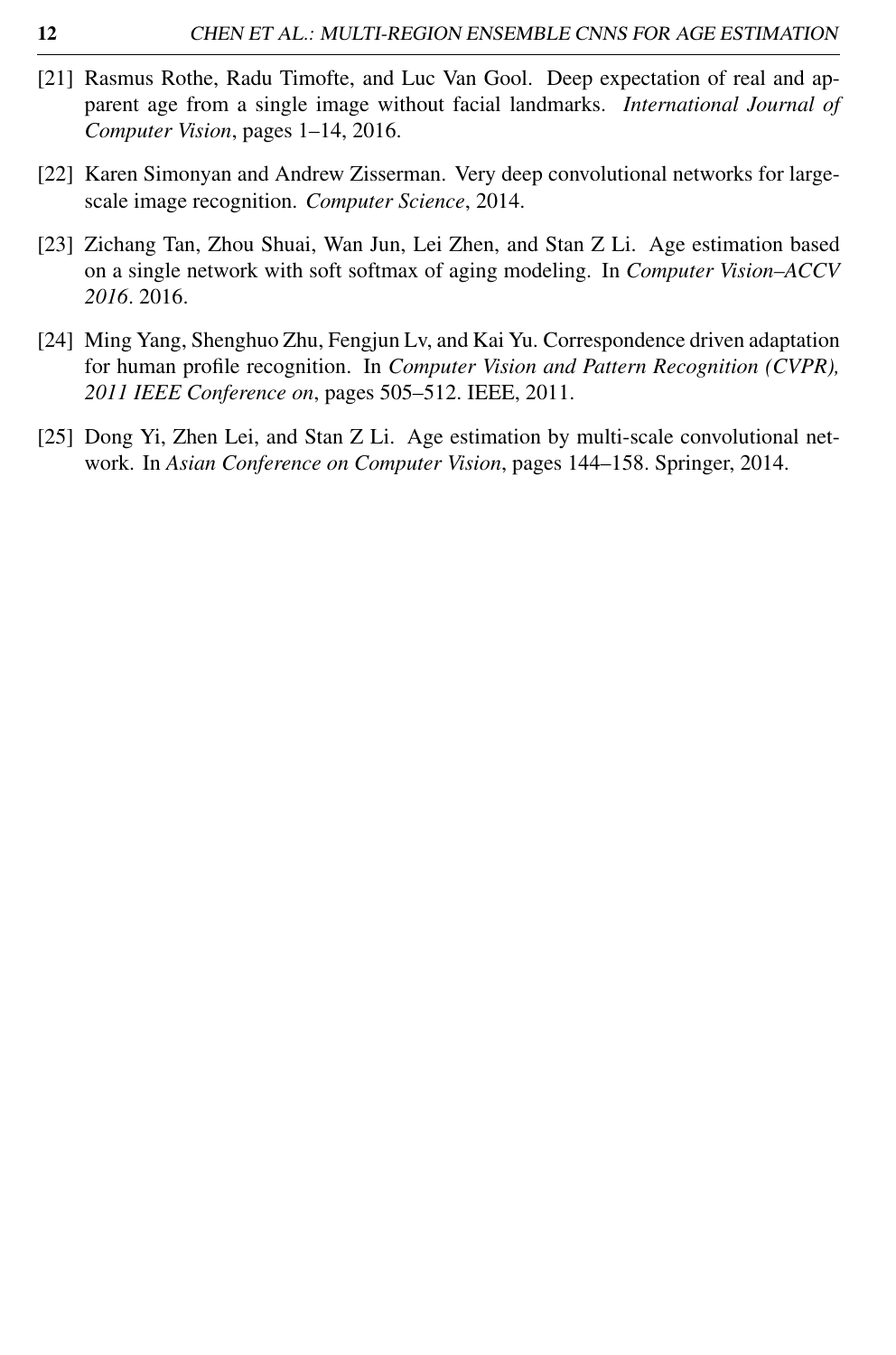[21] Rasmus Rothe, Radu Timofte, and Luc Van Gool. Deep expectation of real and apparent age from a single image without facial landmarks. *International Journal of Computer Vision*, pages 1–14, 2016.

[22] Karen Simonyan and Andrew Zisserman. Very deep convolutional networks for large-scale image recognition. *Computer Science*, 2014.

[23] Zichang Tan, Zhou Shuai, Wan Jun, Lei Zhen, and Stan Z Li. Age estimation based on a single network with soft softmax of aging modeling. In *Computer Vision–ACCV 2016*. 2016.

[24] Ming Yang, Shenghuo Zhu, Fengjun Lv, and Kai Yu. Correspondence driven adaptation for human profile recognition. In *Computer Vision and Pattern Recognition (CVPR), 2011 IEEE Conference on*, pages 505–512. IEEE, 2011.

[25] Dong Yi, Zhen Lei, and Stan Z Li. Age estimation by multi-scale convolutional network. In *Asian Conference on Computer Vision*, pages 144–158. Springer, 2014.